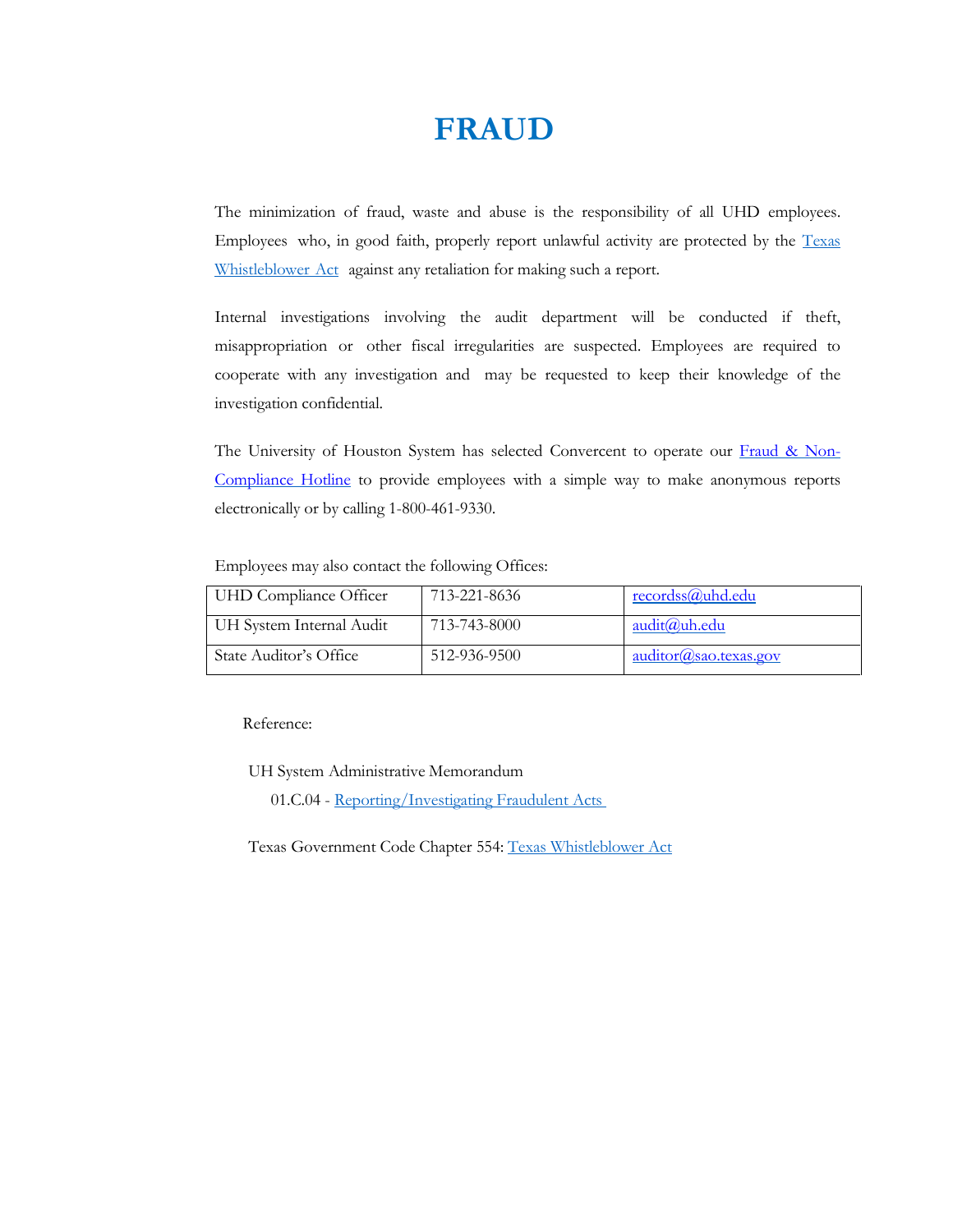# FRAUD

The minimization of fraud, waste and abuse is the responsibility of all UHD employees. Employees who, in good faith, properly report unlawful activity are protected by the Texas Whistleblower Act against any retaliation for making such a report.

Internal investigations involving the audit department will be conducted if theft, misappropriation or other fiscal irregularities are suspected. Employees are required to cooperate with any investigation and may be requested to keep their knowledge of the investigation confidential.

The University of Houston System has selected Convercent to operate our Fraud & Non-Compliance Hotline to provide employees with a simple way to make anonymous reports electronically or by calling 1-800-461-9330.

Employees may also contact the following Offices:

| | | |
|---|---|---|
| UHD Compliance Officer | 713-221-8636 | recordss@uhd.edu |
| UH System Internal Audit | 713-743-8000 | audit@uh.edu |
| State Auditor's Office | 512-936-9500 | auditor@sao.texas.gov |

Reference:

UH System Administrative Memorandum

01.C.04 - Reporting/Investigating Fraudulent Acts

Texas Government Code Chapter 554: Texas Whistleblower Act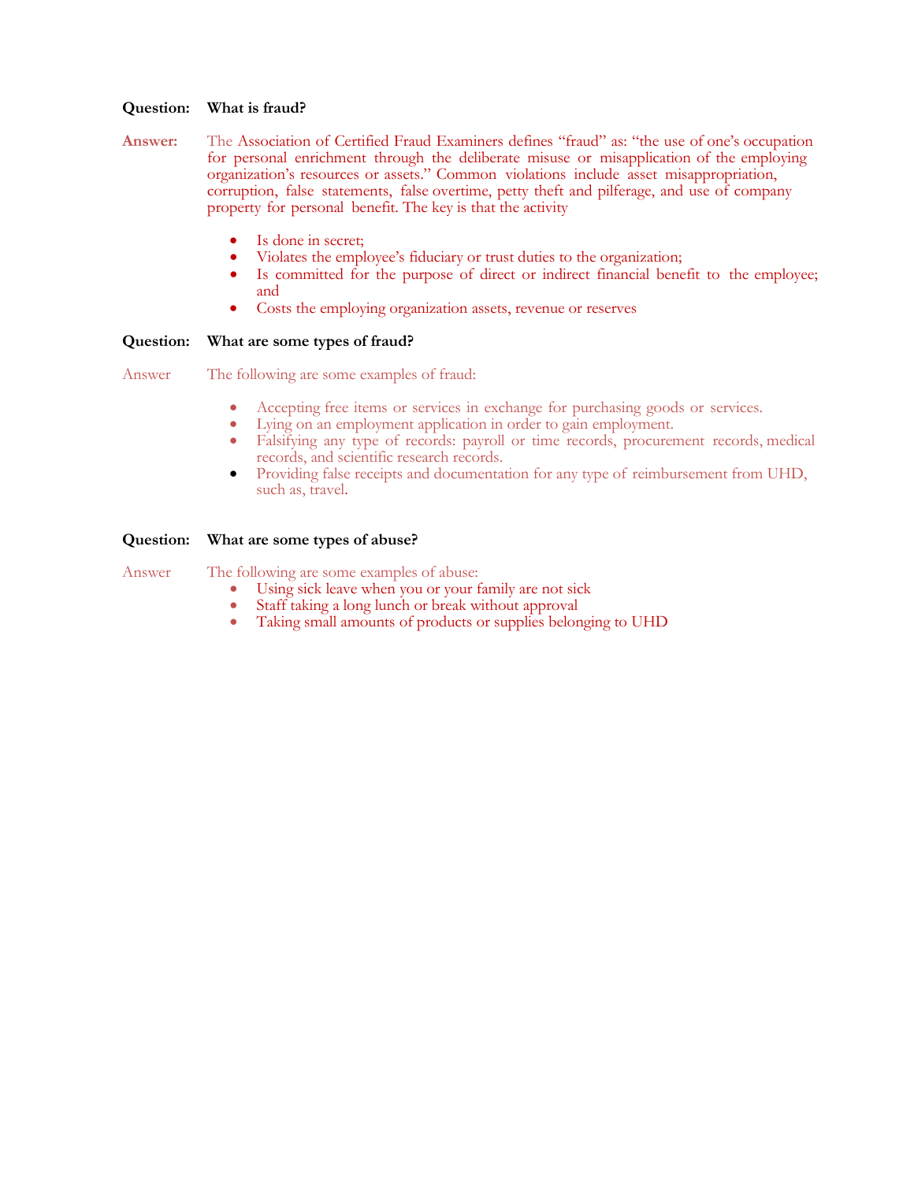**Question: What is fraud?**

**Answer:** The Association of Certified Fraud Examiners defines "fraud" as: "the use of one's occupation for personal enrichment through the deliberate misuse or misapplication of the employing organization's resources or assets." Common violations include asset misappropriation, corruption, false statements, false overtime, petty theft and pilferage, and use of company property for personal benefit. The key is that the activity

- Is done in secret;
- Violates the employee's fiduciary or trust duties to the organization;
- Is committed for the purpose of direct or indirect financial benefit to the employee; and
- Costs the employing organization assets, revenue or reserves

**Question: What are some types of fraud?**

Answer The following are some examples of fraud:

- Accepting free items or services in exchange for purchasing goods or services.
- Lying on an employment application in order to gain employment.
- Falsifying any type of records: payroll or time records, procurement records, medical records, and scientific research records.
- Providing false receipts and documentation for any type of reimbursement from UHD, such as, travel.

**Question: What are some types of abuse?**

Answer The following are some examples of abuse:

- Using sick leave when you or your family are not sick
- Staff taking a long lunch or break without approval
- Taking small amounts of products or supplies belonging to UHD